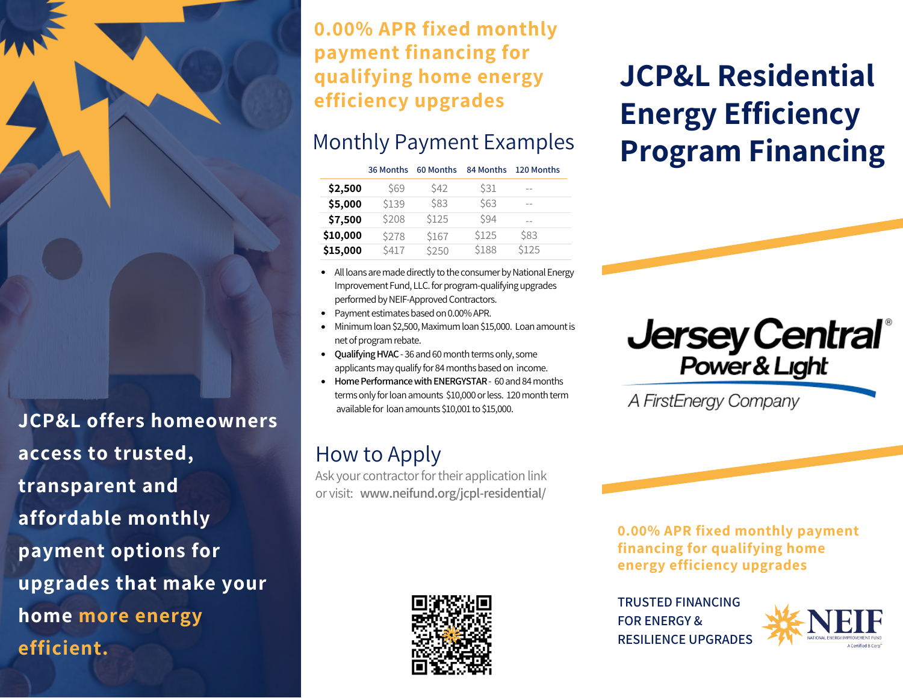# JCP&L Residential Energy Efficiency Program Financing

**0.00% APR fixed monthly payment financing for qualifying home energy efficiency upgrades**

JCP&L offers homeowners access to trusted, transparent and affordable monthly payment options for upgrades that make your home more energy efficient.

## Monthly Payment Examples

| | 36 Months | 60 Months | 84 Months | 120 Months |
|---|---|---|---|---|
| **$2,500** | $69 | $42 | $31 | -- |
| **$5,000** | $139 | $83 | $63 | -- |
| **$7,500** | $208 | $125 | $94 | -- |
| **$10,000** | $278 | $167 | $125 | $83 |
| **$15,000** | $417 | $250 | $188 | $125 |

- All loans are made directly to the consumer by National Energy Improvement Fund, LLC. for program-qualifying upgrades performed by NEIF-Approved Contractors.
- Payment estimates based on 0.00% APR.
- Minimum loan $2,500, Maximum loan $15,000. Loan amount is net of program rebate.
- Qualifying HVAC - 36 and 60 month terms only, some applicants may qualify for 84 months based on income.
- Home Performance with ENERGYSTAR - 60 and 84 months terms only for loan amounts $10,000 or less. 120 month term available for loan amounts $10,001 to $15,000.

## How to Apply

Ask your contractor for their application link or visit: **www.neifund.org/jcpl-residential/**

Jersey Central Power & Light
A FirstEnergy Company

**0.00% APR fixed monthly payment financing for qualifying home energy efficiency upgrades**

TRUSTED FINANCING FOR ENERGY & RESILIENCE UPGRADES

NEIF
NATIONAL ENERGY IMPROVEMENT FUND
A Certified B Corp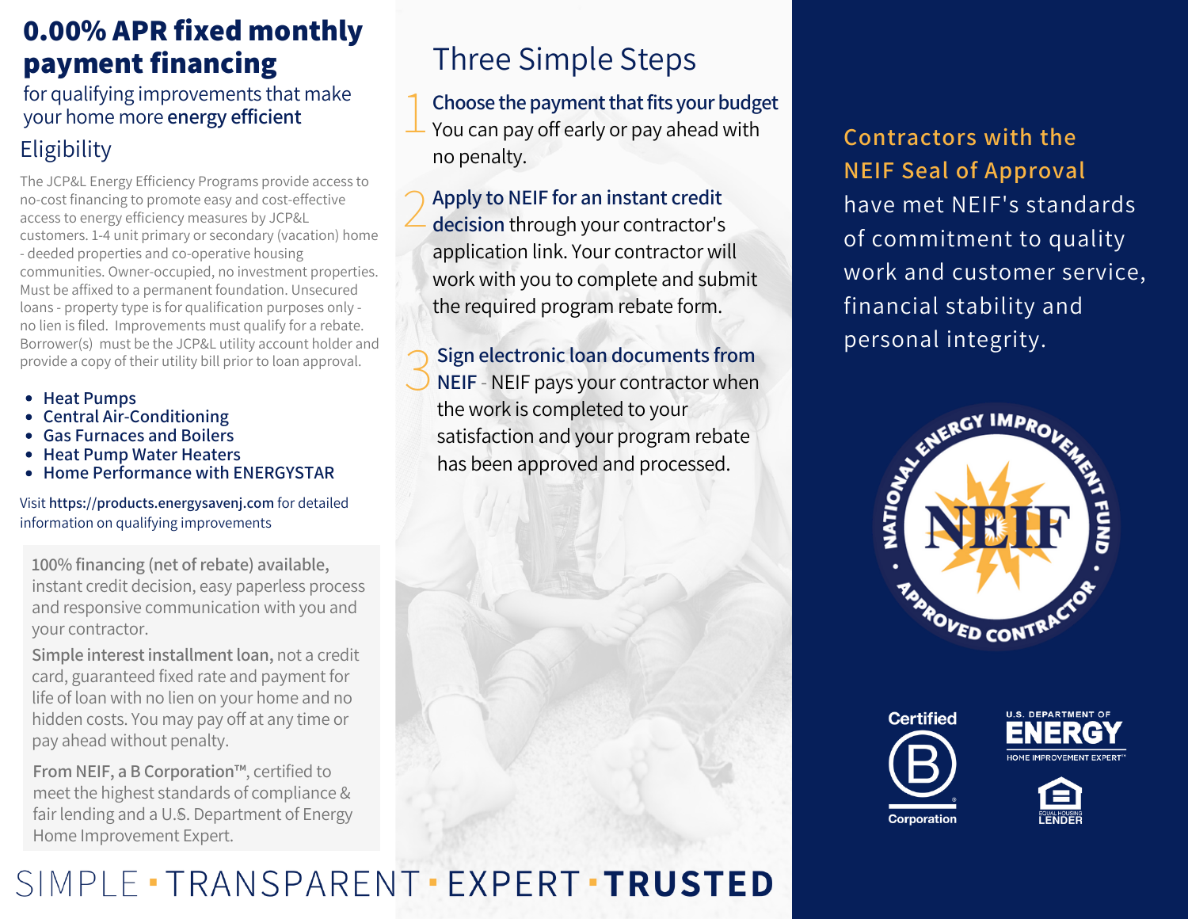# 0.00% APR fixed monthly payment financing

for qualifying improvements that make your home more **energy efficient**

## Eligibility

The JCP&L Energy Efficiency Programs provide access to no-cost financing to promote easy and cost-effective access to energy efficiency measures by JCP&L customers. 1-4 unit primary or secondary (vacation) home - deeded properties and co-operative housing communities. Owner-occupied, no investment properties. Must be affixed to a permanent foundation. Unsecured loans - property type is for qualification purposes only - no lien is filed. Improvements must qualify for a rebate. Borrower(s) must be the JCP&L utility account holder and provide a copy of their utility bill prior to loan approval.

- Heat Pumps
- Central Air-Conditioning
- Gas Furnaces and Boilers
- Heat Pump Water Heaters
- Home Performance with ENERGYSTAR

Visit **https://products.energysavenj.com** for detailed information on qualifying improvements

**100% financing (net of rebate) available,** instant credit decision, easy paperless process and responsive communication with you and your contractor.

**Simple interest installment loan,** not a credit card, guaranteed fixed rate and payment for life of loan with no lien on your home and no hidden costs. You may pay off at any time or pay ahead without penalty.

**From NEIF, a B Corporation™,** certified to meet the highest standards of compliance & fair lending and a U.S. Department of Energy Home Improvement Expert.

## Three Simple Steps

1. **Choose the payment that fits your budget** You can pay off early or pay ahead with no penalty.
2. **Apply to NEIF for an instant credit decision** through your contractor's application link. Your contractor will work with you to complete and submit the required program rebate form.
3. **Sign electronic loan documents from NEIF** - NEIF pays your contractor when the work is completed to your satisfaction and your program rebate has been approved and processed.

SIMPLE · TRANSPARENT · EXPERT · **TRUSTED**

**Contractors with the NEIF Seal of Approval** have met NEIF's standards of commitment to quality work and customer service, financial stability and personal integrity.

NATIONAL ENERGY IMPROVEMENT FUND · NEIF · APPROVED CONTRACTOR

Certified B Corporation

U.S. DEPARTMENT OF ENERGY HOME IMPROVEMENT EXPERT™

EQUAL HOUSING LENDER